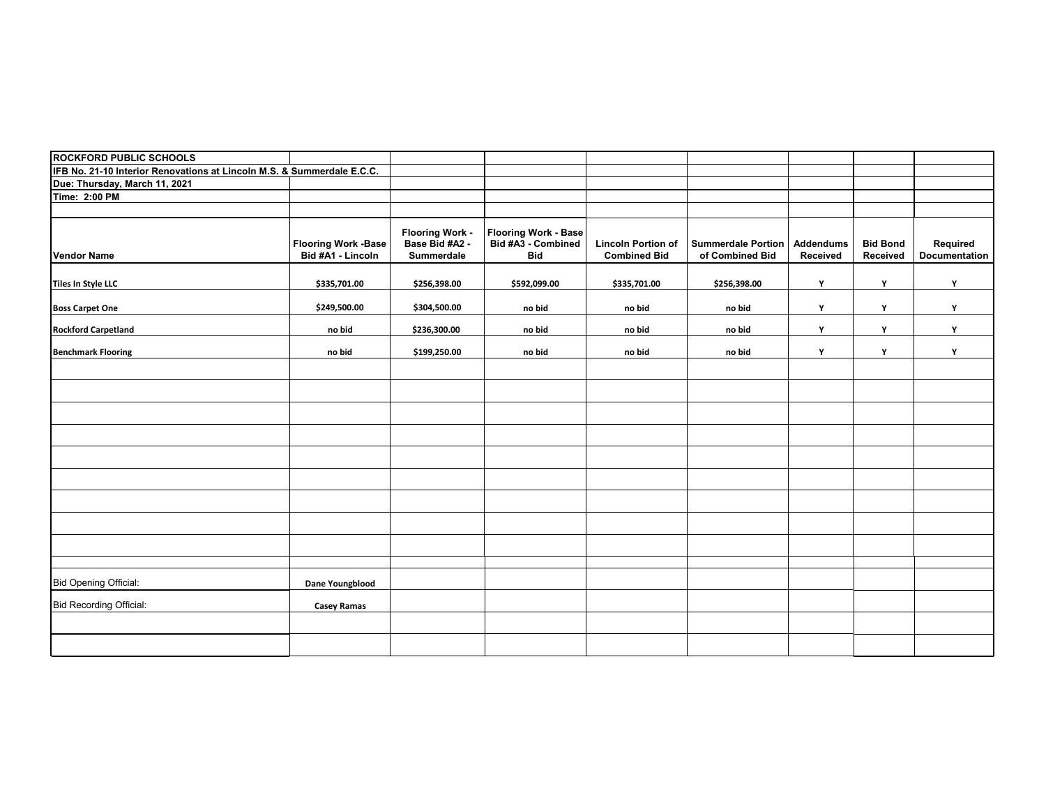**ROCKFORD PUBLIC SCHOOLS**

**IFB No. 21-10 Interior Renovations at Lincoln M.S. & Summerdale E.C.C.**

**Due: Thursday, March 11, 2021**

**Time: 2:00 PM**

| Vendor Name | Flooring Work -Base Bid #A1 - Lincoln | Flooring Work - Base Bid #A2 - Summerdale | Flooring Work - Base Bid #A3 - Combined Bid | Lincoln Portion of Combined Bid | Summerdale Portion of Combined Bid | Addendums Received | Bid Bond Received | Required Documentation |
|---|---|---|---|---|---|---|---|---|
| Tiles In Style LLC | $335,701.00 | $256,398.00 | $592,099.00 | $335,701.00 | $256,398.00 | Y | Y | Y |
| Boss Carpet One | $249,500.00 | $304,500.00 | no bid | no bid | no bid | Y | Y | Y |
| Rockford Carpetland | no bid | $236,300.00 | no bid | no bid | no bid | Y | Y | Y |
| Benchmark Flooring | no bid | $199,250.00 | no bid | no bid | no bid | Y | Y | Y |

Bid Opening Official: **Dane Youngblood**

Bid Recording Official: **Casey Ramas**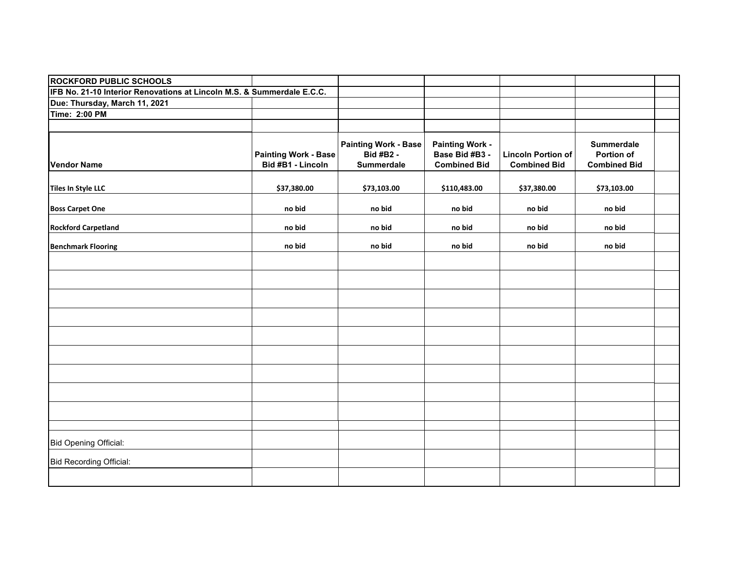| ROCKFORD PUBLIC SCHOOLS | | | | | | |
|---|---|---|---|---|---|---|
| IFB No. 21-10 Interior Renovations at Lincoln M.S. & Summerdale E.C.C. | | | | | | |
| Due: Thursday, March 11, 2021 | | | | | | |
| Time: 2:00 PM | | | | | | |
| | | | | | | |
| **Vendor Name** | **Painting Work - Base Bid #B1 - Lincoln** | **Painting Work - Base Bid #B2 - Summerdale** | **Painting Work - Base Bid #B3 - Combined Bid** | **Lincoln Portion of Combined Bid** | **Summerdale Portion of Combined Bid** | |
| **Tiles In Style LLC** | **$37,380.00** | **$73,103.00** | **$110,483.00** | **$37,380.00** | **$73,103.00** | |
| **Boss Carpet One** | **no bid** | **no bid** | **no bid** | **no bid** | **no bid** | |
| **Rockford Carpetland** | **no bid** | **no bid** | **no bid** | **no bid** | **no bid** | |
| **Benchmark Flooring** | **no bid** | **no bid** | **no bid** | **no bid** | **no bid** | |
| | | | | | | |
| | | | | | | |
| | | | | | | |
| | | | | | | |
| | | | | | | |
| | | | | | | |
| | | | | | | |
| | | | | | | |
| | | | | | | |
| | | | | | | |
| Bid Opening Official: | | | | | | |
| Bid Recording Official: | | | | | | |
| | | | | | | |